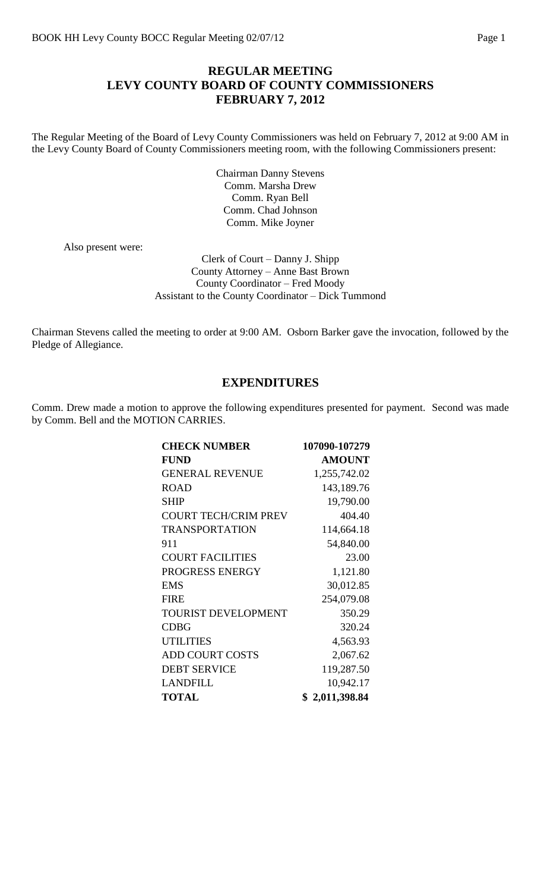# REGULAR MEETING
# LEVY COUNTY BOARD OF COUNTY COMMISSIONERS
# FEBRUARY 7, 2012

The Regular Meeting of the Board of Levy County Commissioners was held on February 7, 2012 at 9:00 AM in the Levy County Board of County Commissioners meeting room, with the following Commissioners present:

Chairman Danny Stevens
Comm. Marsha Drew
Comm. Ryan Bell
Comm. Chad Johnson
Comm. Mike Joyner

Also present were:

Clerk of Court – Danny J. Shipp
County Attorney – Anne Bast Brown
County Coordinator – Fred Moody
Assistant to the County Coordinator – Dick Tummond

Chairman Stevens called the meeting to order at 9:00 AM. Osborn Barker gave the invocation, followed by the Pledge of Allegiance.

## EXPENDITURES

Comm. Drew made a motion to approve the following expenditures presented for payment. Second was made by Comm. Bell and the MOTION CARRIES.

| **CHECK NUMBER** | **107090-107279** |
|---|---|
| **FUND** | **AMOUNT** |
| GENERAL REVENUE | 1,255,742.02 |
| ROAD | 143,189.76 |
| SHIP | 19,790.00 |
| COURT TECH/CRIM PREV | 404.40 |
| TRANSPORTATION | 114,664.18 |
| 911 | 54,840.00 |
| COURT FACILITIES | 23.00 |
| PROGRESS ENERGY | 1,121.80 |
| EMS | 30,012.85 |
| FIRE | 254,079.08 |
| TOURIST DEVELOPMENT | 350.29 |
| CDBG | 320.24 |
| UTILITIES | 4,563.93 |
| ADD COURT COSTS | 2,067.62 |
| DEBT SERVICE | 119,287.50 |
| LANDFILL | 10,942.17 |
| **TOTAL** | **$ 2,011,398.84** |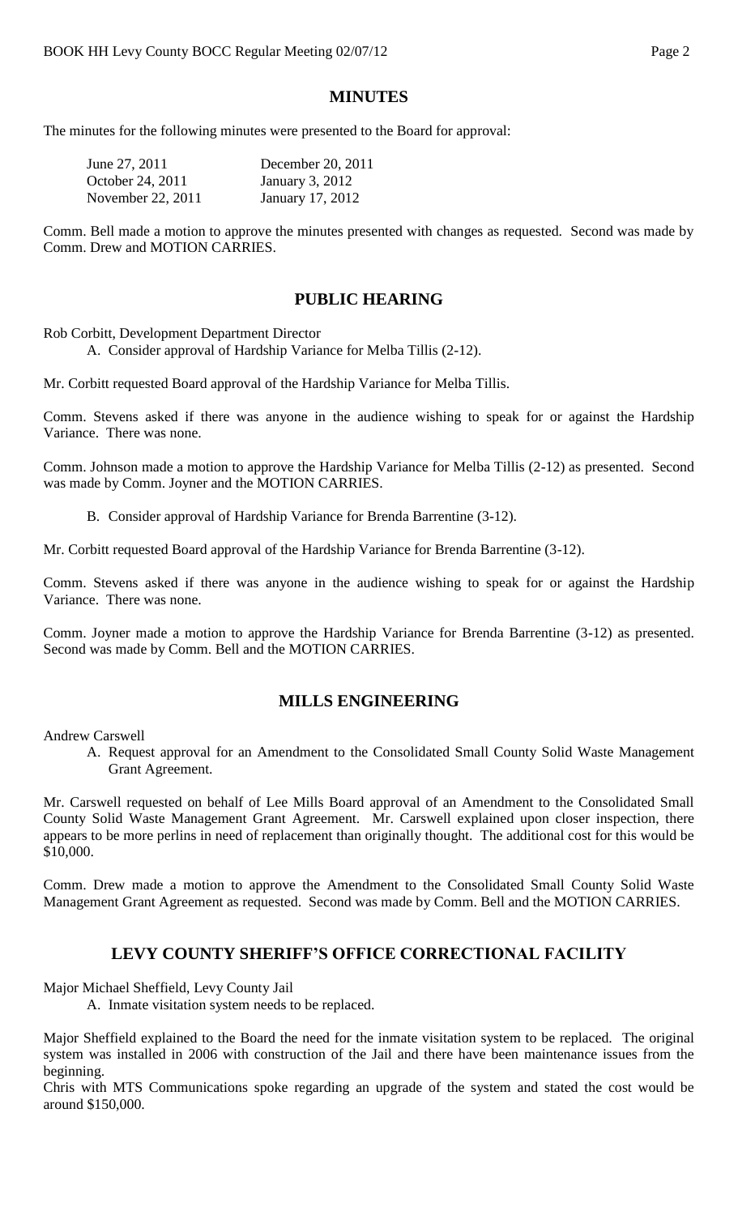## MINUTES

The minutes for the following minutes were presented to the Board for approval:

| | |
|---|---|
| June 27, 2011 | December 20, 2011 |
| October 24, 2011 | January 3, 2012 |
| November 22, 2011 | January 17, 2012 |

Comm. Bell made a motion to approve the minutes presented with changes as requested. Second was made by Comm. Drew and MOTION CARRIES.

## PUBLIC HEARING

Rob Corbitt, Development Department Director

A. Consider approval of Hardship Variance for Melba Tillis (2-12).

Mr. Corbitt requested Board approval of the Hardship Variance for Melba Tillis.

Comm. Stevens asked if there was anyone in the audience wishing to speak for or against the Hardship Variance. There was none.

Comm. Johnson made a motion to approve the Hardship Variance for Melba Tillis (2-12) as presented. Second was made by Comm. Joyner and the MOTION CARRIES.

B. Consider approval of Hardship Variance for Brenda Barrentine (3-12).

Mr. Corbitt requested Board approval of the Hardship Variance for Brenda Barrentine (3-12).

Comm. Stevens asked if there was anyone in the audience wishing to speak for or against the Hardship Variance. There was none.

Comm. Joyner made a motion to approve the Hardship Variance for Brenda Barrentine (3-12) as presented. Second was made by Comm. Bell and the MOTION CARRIES.

## MILLS ENGINEERING

Andrew Carswell

A. Request approval for an Amendment to the Consolidated Small County Solid Waste Management Grant Agreement.

Mr. Carswell requested on behalf of Lee Mills Board approval of an Amendment to the Consolidated Small County Solid Waste Management Grant Agreement. Mr. Carswell explained upon closer inspection, there appears to be more perlins in need of replacement than originally thought. The additional cost for this would be $10,000.

Comm. Drew made a motion to approve the Amendment to the Consolidated Small County Solid Waste Management Grant Agreement as requested. Second was made by Comm. Bell and the MOTION CARRIES.

## LEVY COUNTY SHERIFF'S OFFICE CORRECTIONAL FACILITY

Major Michael Sheffield, Levy County Jail

A. Inmate visitation system needs to be replaced.

Major Sheffield explained to the Board the need for the inmate visitation system to be replaced. The original system was installed in 2006 with construction of the Jail and there have been maintenance issues from the beginning.

Chris with MTS Communications spoke regarding an upgrade of the system and stated the cost would be around $150,000.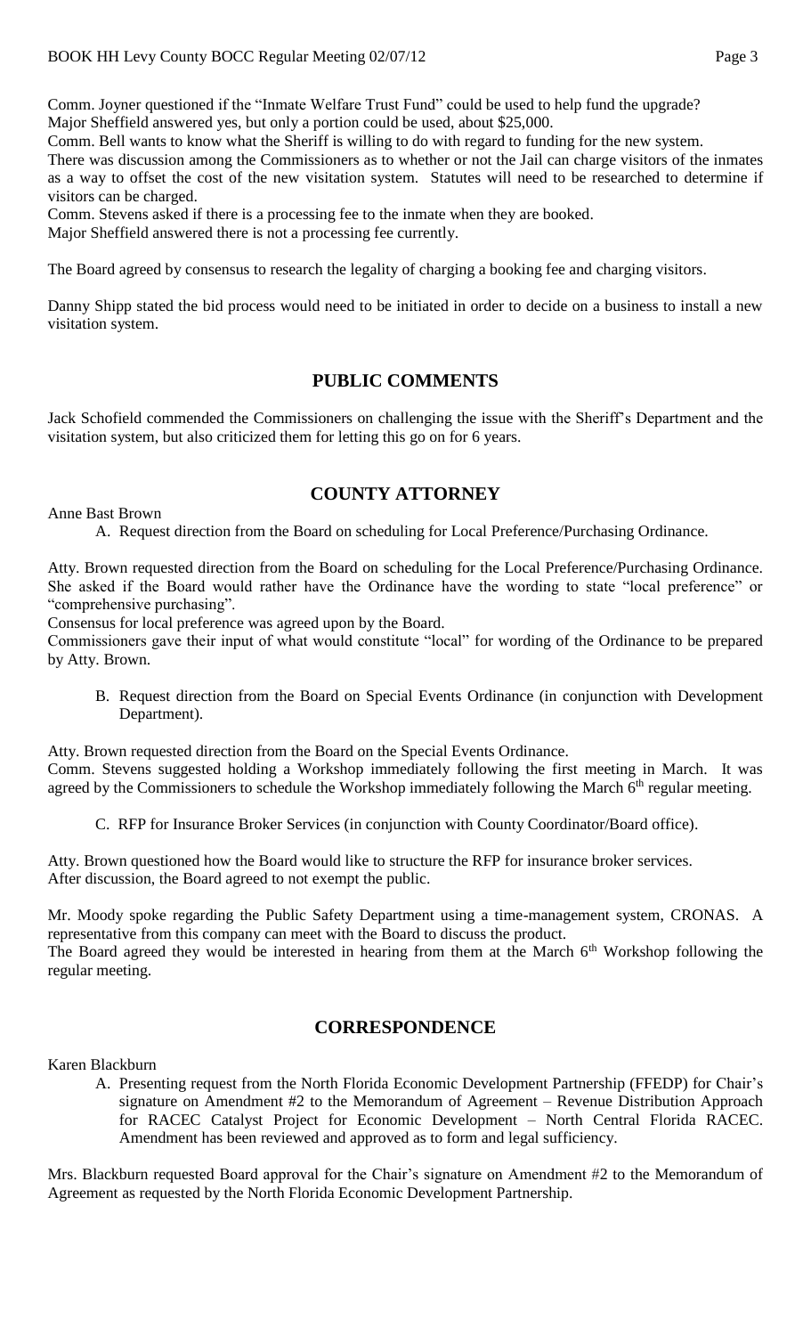Comm. Joyner questioned if the "Inmate Welfare Trust Fund" could be used to help fund the upgrade?
Major Sheffield answered yes, but only a portion could be used, about $25,000.
Comm. Bell wants to know what the Sheriff is willing to do with regard to funding for the new system.
There was discussion among the Commissioners as to whether or not the Jail can charge visitors of the inmates as a way to offset the cost of the new visitation system. Statutes will need to be researched to determine if visitors can be charged.
Comm. Stevens asked if there is a processing fee to the inmate when they are booked.
Major Sheffield answered there is not a processing fee currently.

The Board agreed by consensus to research the legality of charging a booking fee and charging visitors.

Danny Shipp stated the bid process would need to be initiated in order to decide on a business to install a new visitation system.

## PUBLIC COMMENTS

Jack Schofield commended the Commissioners on challenging the issue with the Sheriff's Department and the visitation system, but also criticized them for letting this go on for 6 years.

## COUNTY ATTORNEY

Anne Bast Brown

A. Request direction from the Board on scheduling for Local Preference/Purchasing Ordinance.

Atty. Brown requested direction from the Board on scheduling for the Local Preference/Purchasing Ordinance. She asked if the Board would rather have the Ordinance have the wording to state "local preference" or "comprehensive purchasing".
Consensus for local preference was agreed upon by the Board.
Commissioners gave their input of what would constitute "local" for wording of the Ordinance to be prepared by Atty. Brown.

B. Request direction from the Board on Special Events Ordinance (in conjunction with Development Department).

Atty. Brown requested direction from the Board on the Special Events Ordinance.
Comm. Stevens suggested holding a Workshop immediately following the first meeting in March. It was agreed by the Commissioners to schedule the Workshop immediately following the March 6th regular meeting.

C. RFP for Insurance Broker Services (in conjunction with County Coordinator/Board office).

Atty. Brown questioned how the Board would like to structure the RFP for insurance broker services.
After discussion, the Board agreed to not exempt the public.

Mr. Moody spoke regarding the Public Safety Department using a time-management system, CRONAS. A representative from this company can meet with the Board to discuss the product.
The Board agreed they would be interested in hearing from them at the March 6th Workshop following the regular meeting.

## CORRESPONDENCE

Karen Blackburn

A. Presenting request from the North Florida Economic Development Partnership (FFEDP) for Chair's signature on Amendment #2 to the Memorandum of Agreement – Revenue Distribution Approach for RACEC Catalyst Project for Economic Development – North Central Florida RACEC. Amendment has been reviewed and approved as to form and legal sufficiency.

Mrs. Blackburn requested Board approval for the Chair's signature on Amendment #2 to the Memorandum of Agreement as requested by the North Florida Economic Development Partnership.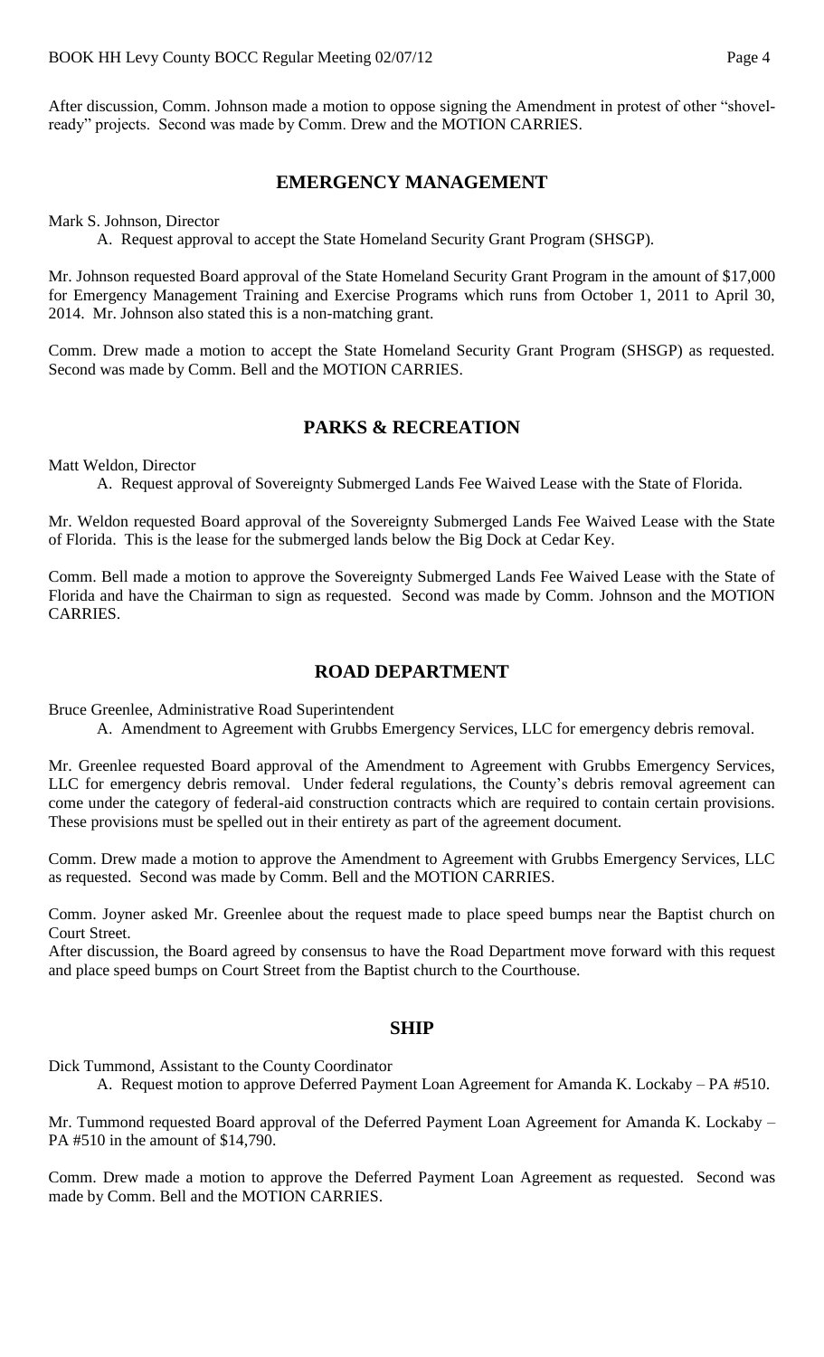After discussion, Comm. Johnson made a motion to oppose signing the Amendment in protest of other "shovel-ready" projects. Second was made by Comm. Drew and the MOTION CARRIES.

## EMERGENCY MANAGEMENT

Mark S. Johnson, Director

A. Request approval to accept the State Homeland Security Grant Program (SHSGP).

Mr. Johnson requested Board approval of the State Homeland Security Grant Program in the amount of $17,000 for Emergency Management Training and Exercise Programs which runs from October 1, 2011 to April 30, 2014. Mr. Johnson also stated this is a non-matching grant.

Comm. Drew made a motion to accept the State Homeland Security Grant Program (SHSGP) as requested. Second was made by Comm. Bell and the MOTION CARRIES.

## PARKS & RECREATION

Matt Weldon, Director

A. Request approval of Sovereignty Submerged Lands Fee Waived Lease with the State of Florida.

Mr. Weldon requested Board approval of the Sovereignty Submerged Lands Fee Waived Lease with the State of Florida. This is the lease for the submerged lands below the Big Dock at Cedar Key.

Comm. Bell made a motion to approve the Sovereignty Submerged Lands Fee Waived Lease with the State of Florida and have the Chairman to sign as requested. Second was made by Comm. Johnson and the MOTION CARRIES.

## ROAD DEPARTMENT

Bruce Greenlee, Administrative Road Superintendent

A. Amendment to Agreement with Grubbs Emergency Services, LLC for emergency debris removal.

Mr. Greenlee requested Board approval of the Amendment to Agreement with Grubbs Emergency Services, LLC for emergency debris removal. Under federal regulations, the County's debris removal agreement can come under the category of federal-aid construction contracts which are required to contain certain provisions. These provisions must be spelled out in their entirety as part of the agreement document.

Comm. Drew made a motion to approve the Amendment to Agreement with Grubbs Emergency Services, LLC as requested. Second was made by Comm. Bell and the MOTION CARRIES.

Comm. Joyner asked Mr. Greenlee about the request made to place speed bumps near the Baptist church on Court Street.
After discussion, the Board agreed by consensus to have the Road Department move forward with this request and place speed bumps on Court Street from the Baptist church to the Courthouse.

## SHIP

Dick Tummond, Assistant to the County Coordinator

A. Request motion to approve Deferred Payment Loan Agreement for Amanda K. Lockaby – PA #510.

Mr. Tummond requested Board approval of the Deferred Payment Loan Agreement for Amanda K. Lockaby – PA #510 in the amount of $14,790.

Comm. Drew made a motion to approve the Deferred Payment Loan Agreement as requested. Second was made by Comm. Bell and the MOTION CARRIES.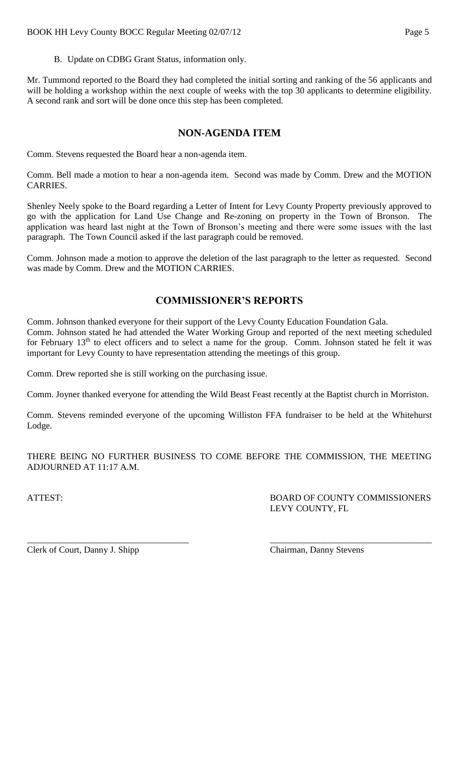B. Update on CDBG Grant Status, information only.

Mr. Tummond reported to the Board they had completed the initial sorting and ranking of the 56 applicants and will be holding a workshop within the next couple of weeks with the top 30 applicants to determine eligibility. A second rank and sort will be done once this step has been completed.

## NON-AGENDA ITEM

Comm. Stevens requested the Board hear a non-agenda item.

Comm. Bell made a motion to hear a non-agenda item. Second was made by Comm. Drew and the MOTION CARRIES.

Shenley Neely spoke to the Board regarding a Letter of Intent for Levy County Property previously approved to go with the application for Land Use Change and Re-zoning on property in the Town of Bronson. The application was heard last night at the Town of Bronson's meeting and there were some issues with the last paragraph. The Town Council asked if the last paragraph could be removed.

Comm. Johnson made a motion to approve the deletion of the last paragraph to the letter as requested. Second was made by Comm. Drew and the MOTION CARRIES.

## COMMISSIONER'S REPORTS

Comm. Johnson thanked everyone for their support of the Levy County Education Foundation Gala.
Comm. Johnson stated he had attended the Water Working Group and reported of the next meeting scheduled for February 13th to elect officers and to select a name for the group. Comm. Johnson stated he felt it was important for Levy County to have representation attending the meetings of this group.

Comm. Drew reported she is still working on the purchasing issue.

Comm. Joyner thanked everyone for attending the Wild Beast Feast recently at the Baptist church in Morriston.

Comm. Stevens reminded everyone of the upcoming Williston FFA fundraiser to be held at the Whitehurst Lodge.

THERE BEING NO FURTHER BUSINESS TO COME BEFORE THE COMMISSION, THE MEETING ADJOURNED AT 11:17 A.M.

ATTEST:

BOARD OF COUNTY COMMISSIONERS
LEVY COUNTY, FL

\_\_\_\_\_\_\_\_\_\_\_\_\_\_\_\_\_\_\_\_\_\_\_\_\_\_\_\_\_\_\_\_\_\_\_\_
Clerk of Court, Danny J. Shipp

\_\_\_\_\_\_\_\_\_\_\_\_\_\_\_\_\_\_\_\_\_\_\_\_\_\_\_\_\_\_\_\_\_\_\_\_
Chairman, Danny Stevens